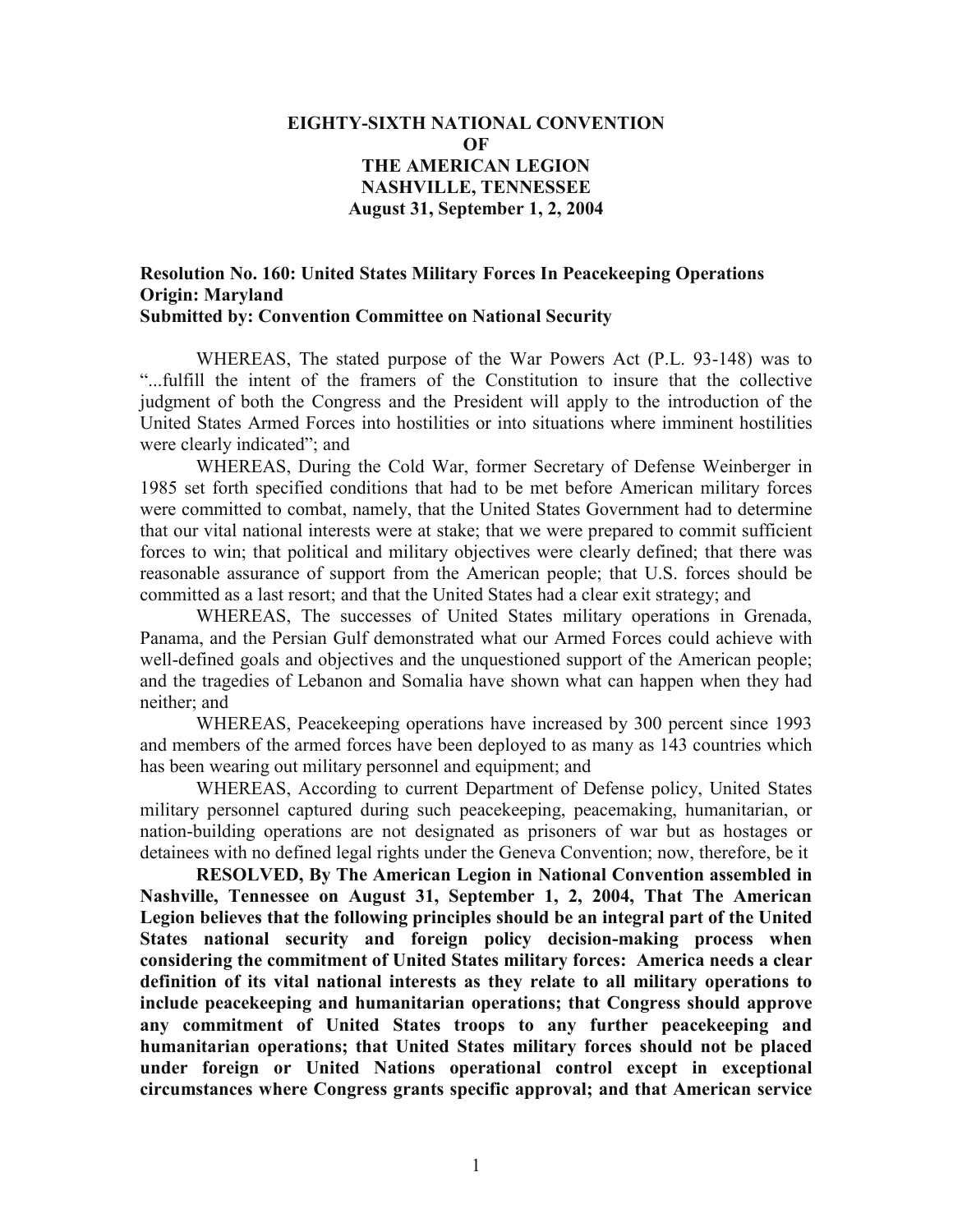# EIGHTY-SIXTH NATIONAL CONVENTION
# OF
# THE AMERICAN LEGION
# NASHVILLE, TENNESSEE
# August 31, September 1, 2, 2004

**Resolution No. 160: United States Military Forces In Peacekeeping Operations**
**Origin: Maryland**
**Submitted by: Convention Committee on National Security**

WHEREAS, The stated purpose of the War Powers Act (P.L. 93-148) was to "...fulfill the intent of the framers of the Constitution to insure that the collective judgment of both the Congress and the President will apply to the introduction of the United States Armed Forces into hostilities or into situations where imminent hostilities were clearly indicated"; and

WHEREAS, During the Cold War, former Secretary of Defense Weinberger in 1985 set forth specified conditions that had to be met before American military forces were committed to combat, namely, that the United States Government had to determine that our vital national interests were at stake; that we were prepared to commit sufficient forces to win; that political and military objectives were clearly defined; that there was reasonable assurance of support from the American people; that U.S. forces should be committed as a last resort; and that the United States had a clear exit strategy; and

WHEREAS, The successes of United States military operations in Grenada, Panama, and the Persian Gulf demonstrated what our Armed Forces could achieve with well-defined goals and objectives and the unquestioned support of the American people; and the tragedies of Lebanon and Somalia have shown what can happen when they had neither; and

WHEREAS, Peacekeeping operations have increased by 300 percent since 1993 and members of the armed forces have been deployed to as many as 143 countries which has been wearing out military personnel and equipment; and

WHEREAS, According to current Department of Defense policy, United States military personnel captured during such peacekeeping, peacemaking, humanitarian, or nation-building operations are not designated as prisoners of war but as hostages or detainees with no defined legal rights under the Geneva Convention; now, therefore, be it

**RESOLVED, By The American Legion in National Convention assembled in Nashville, Tennessee on August 31, September 1, 2, 2004, That The American Legion believes that the following principles should be an integral part of the United States national security and foreign policy decision-making process when considering the commitment of United States military forces: America needs a clear definition of its vital national interests as they relate to all military operations to include peacekeeping and humanitarian operations; that Congress should approve any commitment of United States troops to any further peacekeeping and humanitarian operations; that United States military forces should not be placed under foreign or United Nations operational control except in exceptional circumstances where Congress grants specific approval; and that American service**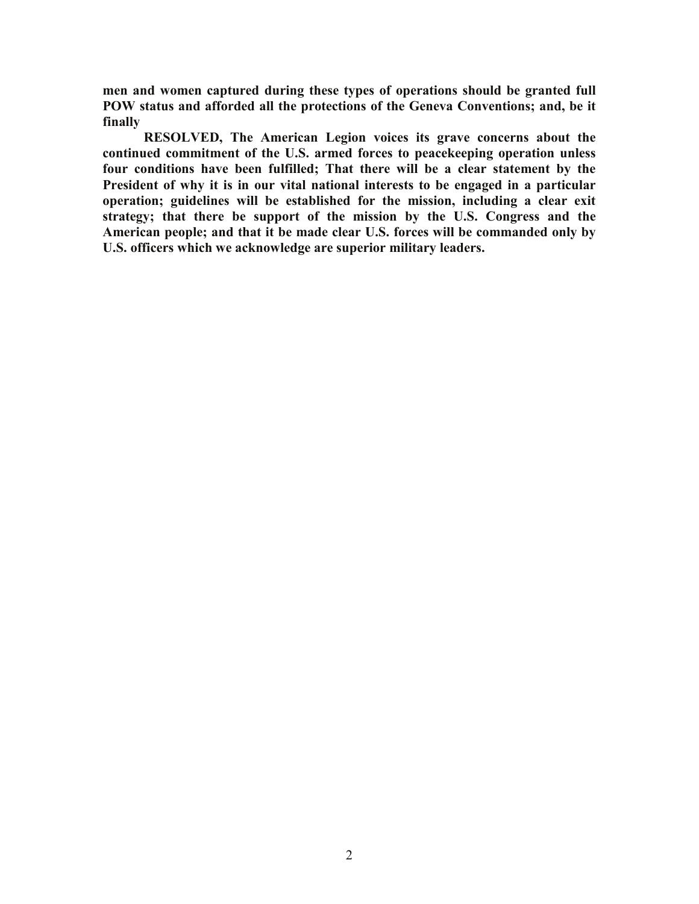**men and women captured during these types of operations should be granted full POW status and afforded all the protections of the Geneva Conventions; and, be it finally**

**RESOLVED, The American Legion voices its grave concerns about the continued commitment of the U.S. armed forces to peacekeeping operation unless four conditions have been fulfilled; That there will be a clear statement by the President of why it is in our vital national interests to be engaged in a particular operation; guidelines will be established for the mission, including a clear exit strategy; that there be support of the mission by the U.S. Congress and the American people; and that it be made clear U.S. forces will be commanded only by U.S. officers which we acknowledge are superior military leaders.**